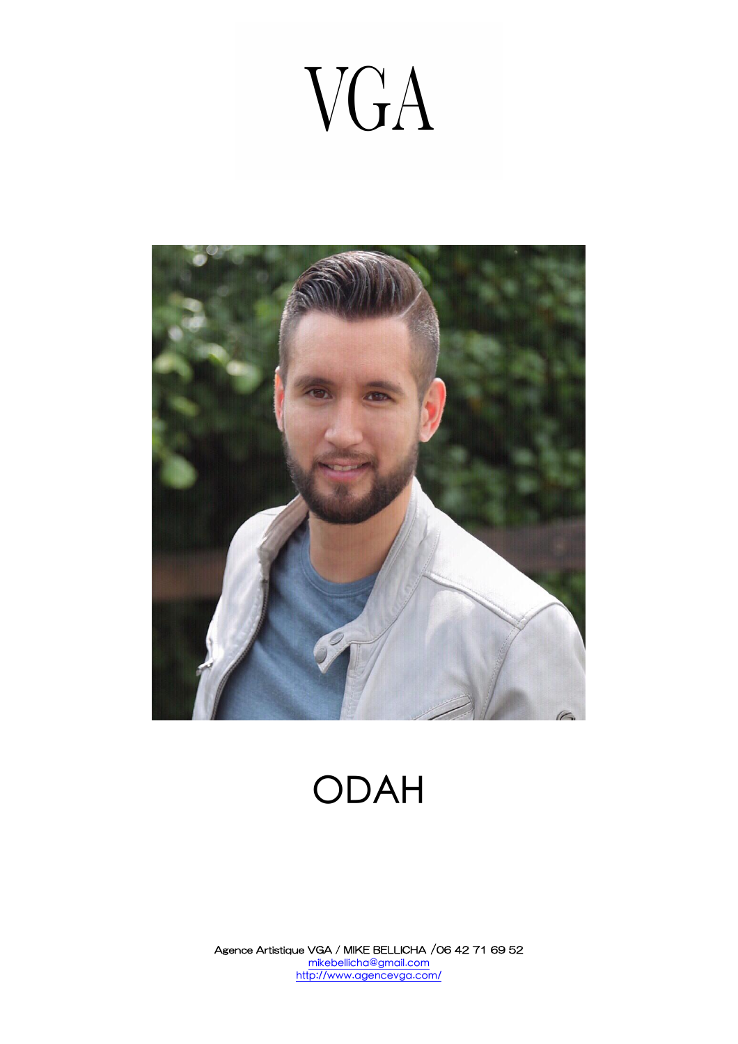# VGA

# ODAH

**Agence Artistique VGA / MIKE BELLICHA /06 42 71 69 52**
mikebellicha@gmail.com
http://www.agencevga.com/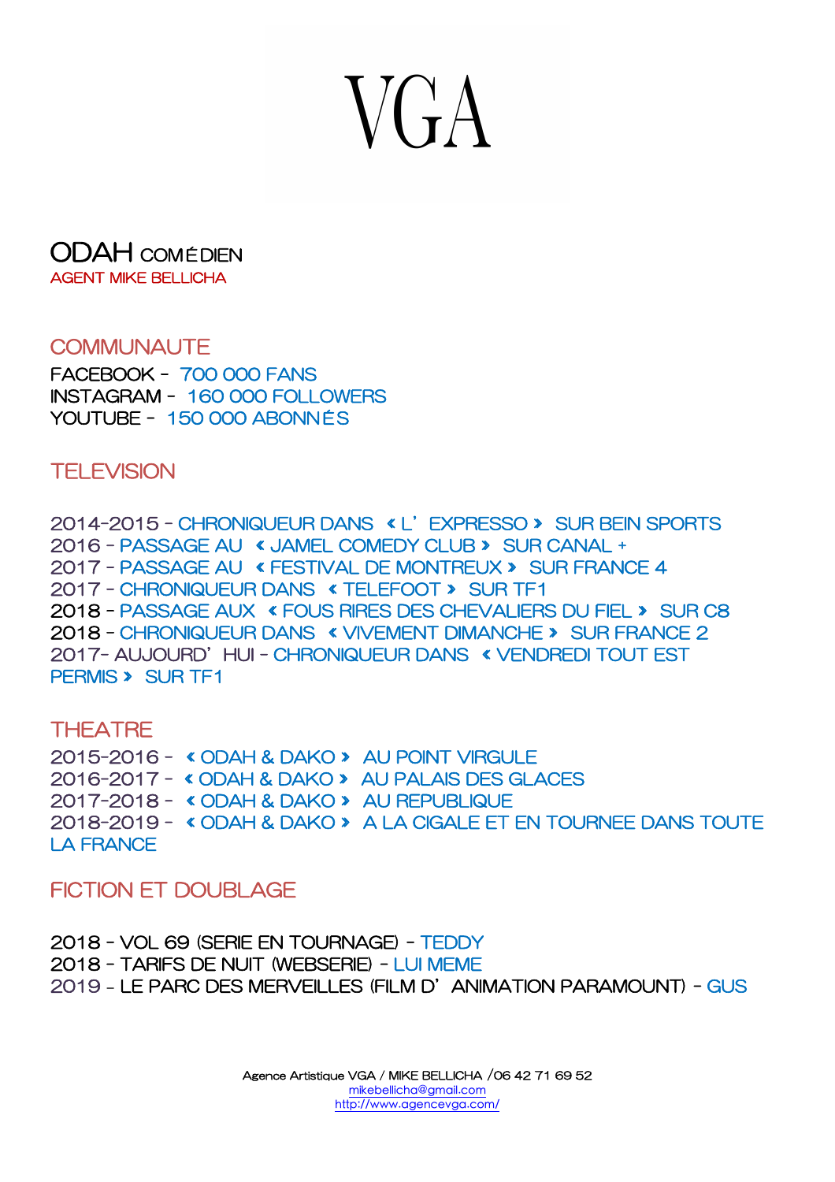# VGA

## ODAH COMÉDIEN

AGENT MIKE BELLICHA

### COMMUNAUTE

FACEBOOK - 700 000 FANS
INSTAGRAM - 160 000 FOLLOWERS
YOUTUBE - 150 000 ABONNÉS

### TELEVISION

2014-2015 - CHRONIQUEUR DANS « L'EXPRESSO » SUR BEIN SPORTS
2016 - PASSAGE AU « JAMEL COMEDY CLUB » SUR CANAL +
2017 - PASSAGE AU « FESTIVAL DE MONTREUX » SUR FRANCE 4
2017 - CHRONIQUEUR DANS « TELEFOOT » SUR TF1
2018 - PASSAGE AUX « FOUS RIRES DES CHEVALIERS DU FIEL » SUR C8
2018 - CHRONIQUEUR DANS « VIVEMENT DIMANCHE » SUR FRANCE 2
2017- AUJOURD'HUI - CHRONIQUEUR DANS « VENDREDI TOUT EST PERMIS » SUR TF1

### THEATRE

2015-2016 - « ODAH & DAKO » AU POINT VIRGULE
2016-2017 - « ODAH & DAKO » AU PALAIS DES GLACES
2017-2018 - « ODAH & DAKO » AU REPUBLIQUE
2018-2019 - « ODAH & DAKO » A LA CIGALE ET EN TOURNEE DANS TOUTE LA FRANCE

### FICTION ET DOUBLAGE

2018 - VOL 69 (SERIE EN TOURNAGE) - TEDDY
2018 - TARIFS DE NUIT (WEBSERIE) - LUI MEME
2019 - LE PARC DES MERVEILLES (FILM D'ANIMATION PARAMOUNT) - GUS

Agence Artistique VGA / MIKE BELLICHA /06 42 71 69 52
mikebellicha@gmail.com
http://www.agencevga.com/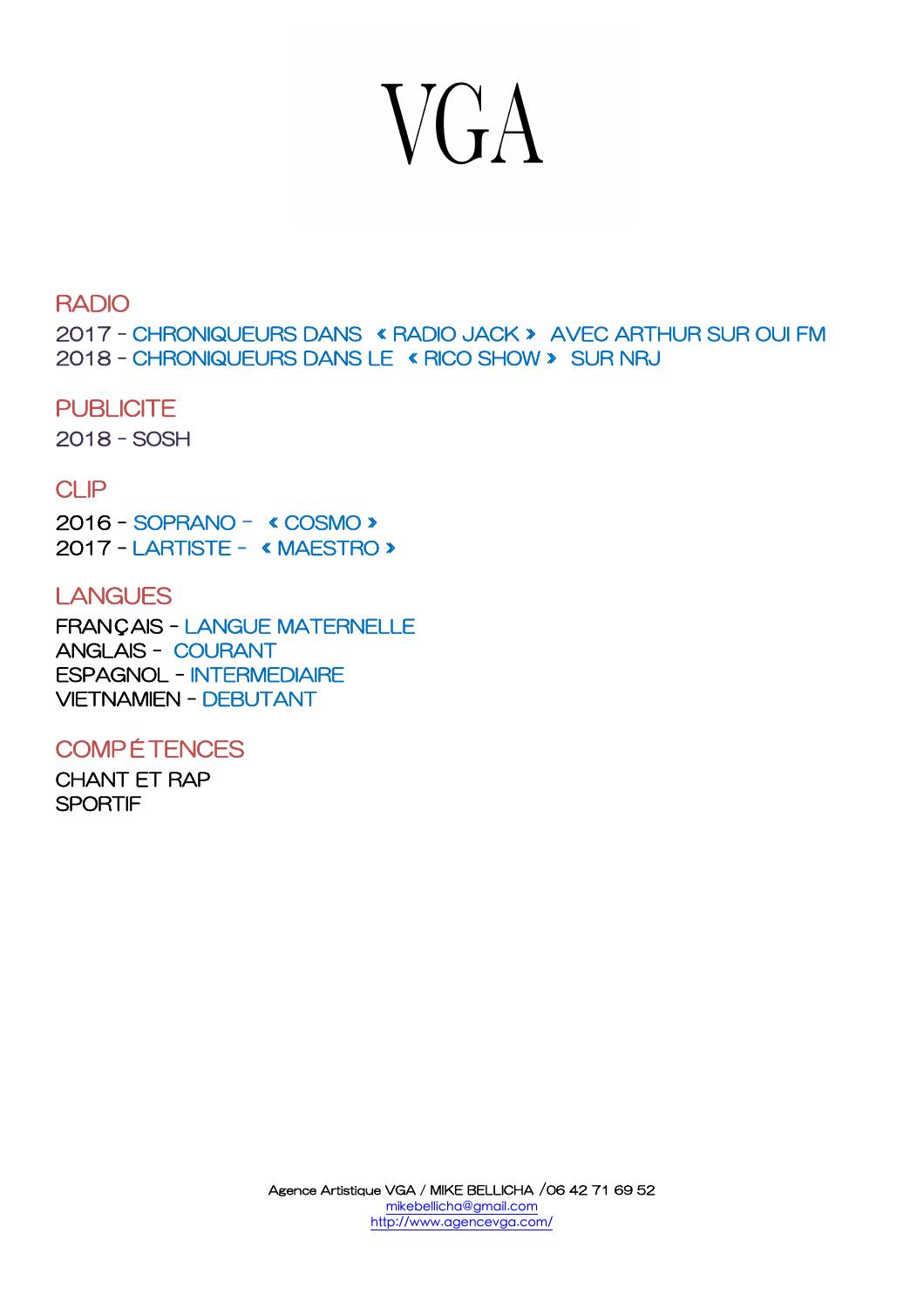# VGA

## RADIO

2017 - CHRONIQUEURS DANS « RADIO JACK » AVEC ARTHUR SUR OUI FM
2018 - CHRONIQUEURS DANS LE « RICO SHOW » SUR NRJ

## PUBLICITE

2018 - SOSH

## CLIP

2016 - SOPRANO - « COSMO »
2017 - LARTISTE - « MAESTRO »

## LANGUES

FRANÇAIS - LANGUE MATERNELLE
ANGLAIS - COURANT
ESPAGNOL - INTERMEDIAIRE
VIETNAMIEN - DEBUTANT

## COMPÉTENCES

CHANT ET RAP
SPORTIF

Agence Artistique VGA / MIKE BELLICHA /06 42 71 69 52
mikebellicha@gmail.com
http://www.agencevga.com/